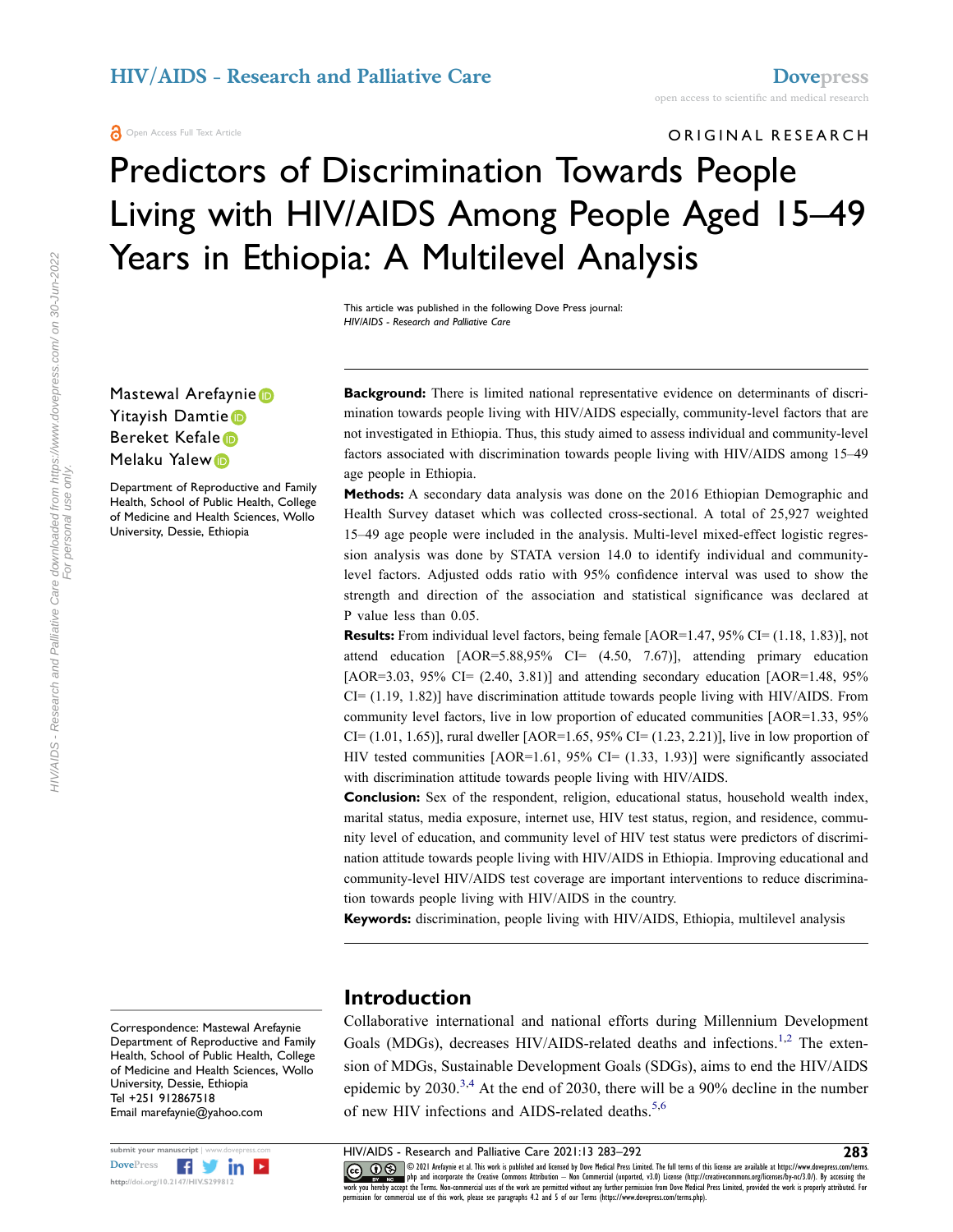ORIGINAL RESEARCH

# Predictors of Discrimination Towards People Living with HIV/AIDS Among People Aged 15–49 Years in Ethiopia: A Multilevel Analysis

This article was published in the following Dove Press journal:
*HIV/AIDS - Research and Palliative Care*

Mastewal Arefaynie
Yitayish Damtie
Bereket Kefale
Melaku Yalew

Department of Reproductive and Family Health, School of Public Health, College of Medicine and Health Sciences, Wollo University, Dessie, Ethiopia

**Background:** There is limited national representative evidence on determinants of discrimination towards people living with HIV/AIDS especially, community-level factors that are not investigated in Ethiopia. Thus, this study aimed to assess individual and community-level factors associated with discrimination towards people living with HIV/AIDS among 15–49 age people in Ethiopia.

**Methods:** A secondary data analysis was done on the 2016 Ethiopian Demographic and Health Survey dataset which was collected cross-sectional. A total of 25,927 weighted 15–49 age people were included in the analysis. Multi-level mixed-effect logistic regression analysis was done by STATA version 14.0 to identify individual and community-level factors. Adjusted odds ratio with 95% confidence interval was used to show the strength and direction of the association and statistical significance was declared at P value less than 0.05.

**Results:** From individual level factors, being female [AOR=1.47, 95% CI= (1.18, 1.83)], not attend education [AOR=5.88,95% CI= (4.50, 7.67)], attending primary education [AOR=3.03, 95% CI= (2.40, 3.81)] and attending secondary education [AOR=1.48, 95% CI= (1.19, 1.82)] have discrimination attitude towards people living with HIV/AIDS. From community level factors, live in low proportion of educated communities [AOR=1.33, 95% CI= (1.01, 1.65)], rural dweller [AOR=1.65, 95% CI= (1.23, 2.21)], live in low proportion of HIV tested communities [AOR=1.61, 95% CI= (1.33, 1.93)] were significantly associated with discrimination attitude towards people living with HIV/AIDS.

**Conclusion:** Sex of the respondent, religion, educational status, household wealth index, marital status, media exposure, internet use, HIV test status, region, and residence, community level of education, and community level of HIV test status were predictors of discrimination attitude towards people living with HIV/AIDS in Ethiopia. Improving educational and community-level HIV/AIDS test coverage are important interventions to reduce discrimination towards people living with HIV/AIDS in the country.

**Keywords:** discrimination, people living with HIV/AIDS, Ethiopia, multilevel analysis

## Introduction

Collaborative international and national efforts during Millennium Development Goals (MDGs), decreases HIV/AIDS-related deaths and infections.[1,2] The extension of MDGs, Sustainable Development Goals (SDGs), aims to end the HIV/AIDS epidemic by 2030.[3,4] At the end of 2030, there will be a 90% decline in the number of new HIV infections and AIDS-related deaths.[5,6]

Correspondence: Mastewal Arefaynie
Department of Reproductive and Family Health, School of Public Health, College of Medicine and Health Sciences, Wollo University, Dessie, Ethiopia
Tel +251 912867518
Email marefaynie@yahoo.com

© 2021 Arefaynie et al. This work is published and licensed by Dove Medical Press Limited. The full terms of this license are available at https://www.dovepress.com/terms.php and incorporate the Creative Commons Attribution – Non Commercial (unported, v3.0) License (http://creativecommons.org/licenses/by-nc/3.0/). By accessing the work you hereby accept the Terms. Non-commercial uses of the work are permitted without any further permission from Dove Medical Press Limited, provided the work is properly attributed. For permission for commercial use of this work, please see paragraphs 4.2 and 5 of our Terms (https://www.dovepress.com/terms.php).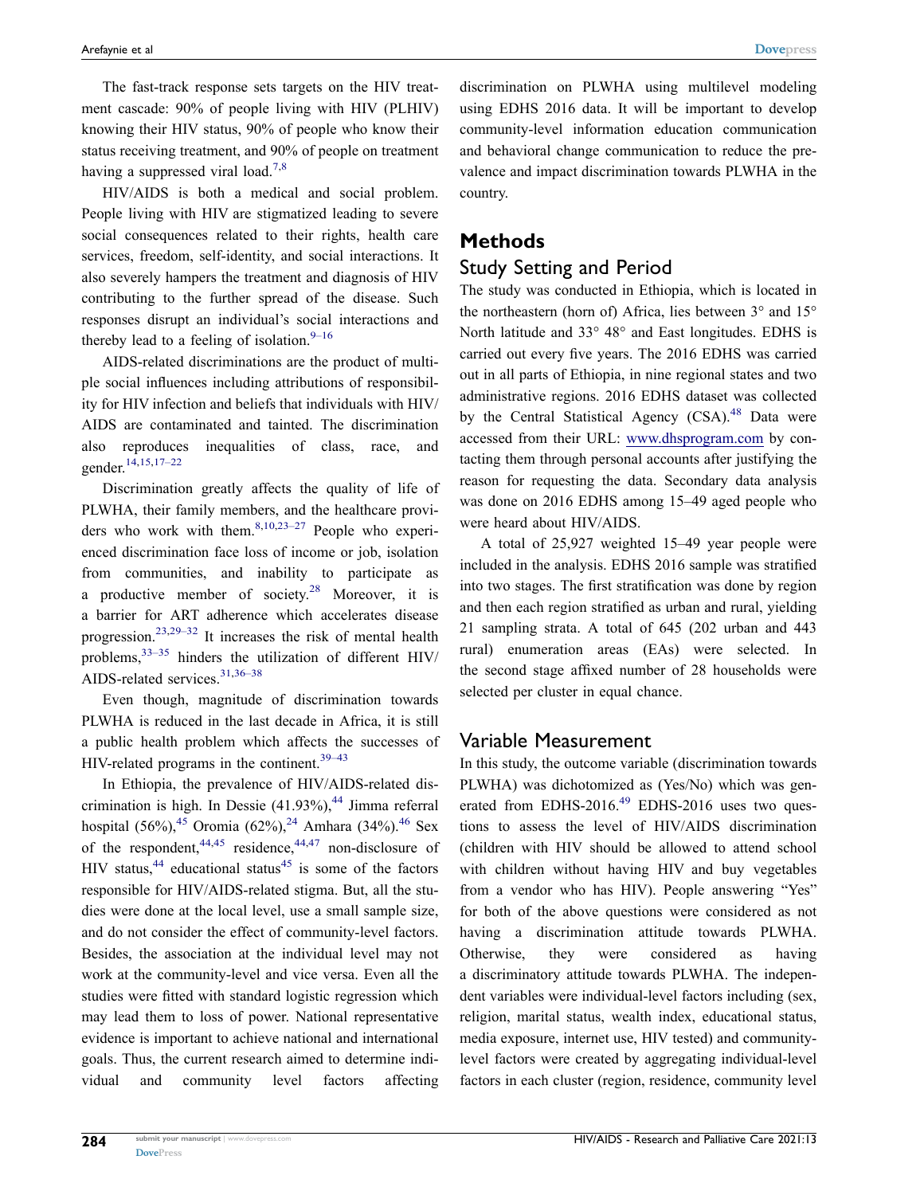The fast-track response sets targets on the HIV treatment cascade: 90% of people living with HIV (PLHIV) knowing their HIV status, 90% of people who know their status receiving treatment, and 90% of people on treatment having a suppressed viral load.[7,8]

HIV/AIDS is both a medical and social problem. People living with HIV are stigmatized leading to severe social consequences related to their rights, health care services, freedom, self-identity, and social interactions. It also severely hampers the treatment and diagnosis of HIV contributing to the further spread of the disease. Such responses disrupt an individual's social interactions and thereby lead to a feeling of isolation.[9–16]

AIDS-related discriminations are the product of multiple social influences including attributions of responsibility for HIV infection and beliefs that individuals with HIV/AIDS are contaminated and tainted. The discrimination also reproduces inequalities of class, race, and gender.[14,15,17–22]

Discrimination greatly affects the quality of life of PLWHA, their family members, and the healthcare providers who work with them.[8,10,23–27] People who experienced discrimination face loss of income or job, isolation from communities, and inability to participate as a productive member of society.[28] Moreover, it is a barrier for ART adherence which accelerates disease progression.[23,29–32] It increases the risk of mental health problems,[33–35] hinders the utilization of different HIV/AIDS-related services.[31,36–38]

Even though, magnitude of discrimination towards PLWHA is reduced in the last decade in Africa, it is still a public health problem which affects the successes of HIV-related programs in the continent.[39–43]

In Ethiopia, the prevalence of HIV/AIDS-related discrimination is high. In Dessie (41.93%),[44] Jimma referral hospital (56%),[45] Oromia (62%),[24] Amhara (34%).[46] Sex of the respondent,[44,45] residence,[44,47] non-disclosure of HIV status,[44] educational status[45] is some of the factors responsible for HIV/AIDS-related stigma. But, all the studies were done at the local level, use a small sample size, and do not consider the effect of community-level factors. Besides, the association at the individual level may not work at the community-level and vice versa. Even all the studies were fitted with standard logistic regression which may lead them to loss of power. National representative evidence is important to achieve national and international goals. Thus, the current research aimed to determine individual and community level factors affecting discrimination on PLWHA using multilevel modeling using EDHS 2016 data. It will be important to develop community-level information education communication and behavioral change communication to reduce the prevalence and impact discrimination towards PLWHA in the country.

# Methods

## Study Setting and Period

The study was conducted in Ethiopia, which is located in the northeastern (horn of) Africa, lies between 3° and 15° North latitude and 33° 48° and East longitudes. EDHS is carried out every five years. The 2016 EDHS was carried out in all parts of Ethiopia, in nine regional states and two administrative regions. 2016 EDHS dataset was collected by the Central Statistical Agency (CSA).[48] Data were accessed from their URL: www.dhsprogram.com by contacting them through personal accounts after justifying the reason for requesting the data. Secondary data analysis was done on 2016 EDHS among 15–49 aged people who were heard about HIV/AIDS.

A total of 25,927 weighted 15–49 year people were included in the analysis. EDHS 2016 sample was stratified into two stages. The first stratification was done by region and then each region stratified as urban and rural, yielding 21 sampling strata. A total of 645 (202 urban and 443 rural) enumeration areas (EAs) were selected. In the second stage affixed number of 28 households were selected per cluster in equal chance.

## Variable Measurement

In this study, the outcome variable (discrimination towards PLWHA) was dichotomized as (Yes/No) which was generated from EDHS-2016.[49] EDHS-2016 uses two questions to assess the level of HIV/AIDS discrimination (children with HIV should be allowed to attend school with children without having HIV and buy vegetables from a vendor who has HIV). People answering "Yes" for both of the above questions were considered as not having a discrimination attitude towards PLWHA. Otherwise, they were considered as having a discriminatory attitude towards PLWHA. The independent variables were individual-level factors including (sex, religion, marital status, wealth index, educational status, media exposure, internet use, HIV tested) and community-level factors were created by aggregating individual-level factors in each cluster (region, residence, community level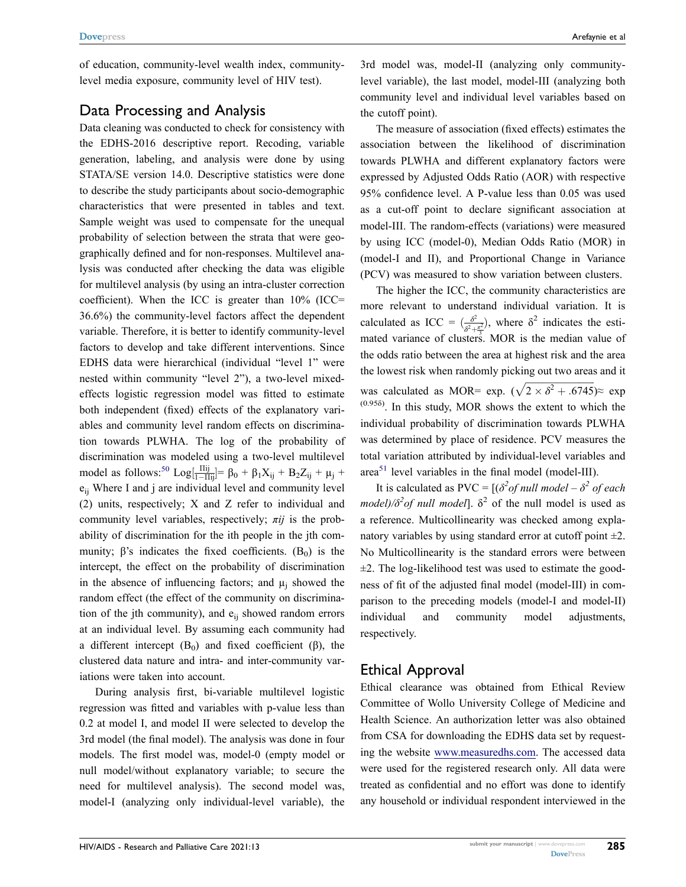of education, community-level wealth index, community-level media exposure, community level of HIV test).

## Data Processing and Analysis

Data cleaning was conducted to check for consistency with the EDHS-2016 descriptive report. Recoding, variable generation, labeling, and analysis were done by using STATA/SE version 14.0. Descriptive statistics were done to describe the study participants about socio-demographic characteristics that were presented in tables and text. Sample weight was used to compensate for the unequal probability of selection between the strata that were geographically defined and for non-responses. Multilevel analysis was conducted after checking the data was eligible for multilevel analysis (by using an intra-cluster correction coefficient). When the ICC is greater than 10% (ICC= 36.6%) the community-level factors affect the dependent variable. Therefore, it is better to identify community-level factors to develop and take different interventions. Since EDHS data were hierarchical (individual "level 1" were nested within community "level 2"), a two-level mixed-effects logistic regression model was fitted to estimate both independent (fixed) effects of the explanatory variables and community level random effects on discrimination towards PLWHA. The log of the probability of discrimination was modeled using a two-level multilevel model as follows:[50] $\text{Log}[\frac{\Pi ij}{1-\Pi ij}] = \beta_0 + \beta_1 X_{ij} + B_2 Z_{ij} + \mu_j + e_{ij}$ Where I and j are individual level and community level (2) units, respectively; X and Z refer to individual and community level variables, respectively; $\pi ij$ is the probability of discrimination for the ith people in the jth community; β's indicates the fixed coefficients. ($B_0$) is the intercept, the effect on the probability of discrimination in the absence of influencing factors; and $\mu_j$ showed the random effect (the effect of the community on discrimination of the jth community), and $e_{ij}$ showed random errors at an individual level. By assuming each community had a different intercept ($B_0$) and fixed coefficient (β), the clustered data nature and intra- and inter-community variations were taken into account.

During analysis first, bi-variable multilevel logistic regression was fitted and variables with p-value less than 0.2 at model I, and model II were selected to develop the 3rd model (the final model). The analysis was done in four models. The first model was, model-0 (empty model or null model/without explanatory variable; to secure the need for multilevel analysis). The second model was, model-I (analyzing only individual-level variable), the 3rd model was, model-II (analyzing only community-level variable), the last model, model-III (analyzing both community level and individual level variables based on the cutoff point).

The measure of association (fixed effects) estimates the association between the likelihood of discrimination towards PLWHA and different explanatory factors were expressed by Adjusted Odds Ratio (AOR) with respective 95% confidence level. A P-value less than 0.05 was used as a cut-off point to declare significant association at model-III. The random-effects (variations) were measured by using ICC (model-0), Median Odds Ratio (MOR) in (model-I and II), and Proportional Change in Variance (PCV) was measured to show variation between clusters.

The higher the ICC, the community characteristics are more relevant to understand individual variation. It is calculated as ICC = $(\frac{\delta^2}{\delta^2+\frac{\pi^2}{3}})$, where $\delta^2$ indicates the estimated variance of clusters. MOR is the median value of the odds ratio between the area at highest risk and the area the lowest risk when randomly picking out two areas and it was calculated as MOR= exp. $(\sqrt{2 \times \delta^2} + .6745) \approx \exp^{(0.95\delta)}$. In this study, MOR shows the extent to which the individual probability of discrimination towards PLWHA was determined by place of residence. PCV measures the total variation attributed by individual-level variables and area[51] level variables in the final model (model-III).

It is calculated as PVC = [($\delta^2$ *of null model* – $\delta^2$ *of each model)/*$\delta^2$ *of null model*]. $\delta^2$ of the null model is used as a reference. Multicollinearity was checked among explanatory variables by using standard error at cutoff point ±2. No Multicollinearity is the standard errors were between ±2. The log-likelihood test was used to estimate the goodness of fit of the adjusted final model (model-III) in comparison to the preceding models (model-I and model-II) individual and community model adjustments, respectively.

## Ethical Approval

Ethical clearance was obtained from Ethical Review Committee of Wollo University College of Medicine and Health Science. An authorization letter was also obtained from CSA for downloading the EDHS data set by requesting the website www.measuredhs.com. The accessed data were used for the registered research only. All data were treated as confidential and no effort was done to identify any household or individual respondent interviewed in the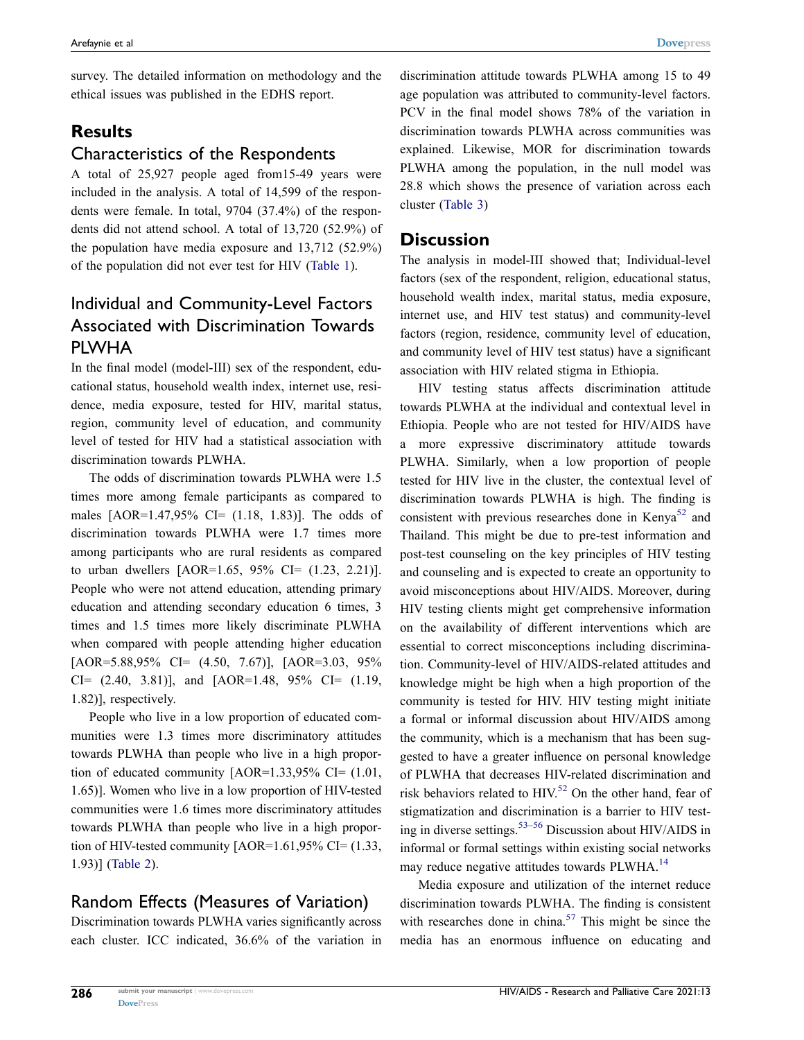survey. The detailed information on methodology and the ethical issues was published in the EDHS report.

## Results

### Characteristics of the Respondents

A total of 25,927 people aged from15-49 years were included in the analysis. A total of 14,599 of the respondents were female. In total, 9704 (37.4%) of the respondents did not attend school. A total of 13,720 (52.9%) of the population have media exposure and 13,712 (52.9%) of the population did not ever test for HIV (Table 1).

### Individual and Community-Level Factors Associated with Discrimination Towards PLWHA

In the final model (model-III) sex of the respondent, educational status, household wealth index, internet use, residence, media exposure, tested for HIV, marital status, region, community level of education, and community level of tested for HIV had a statistical association with discrimination towards PLWHA.

The odds of discrimination towards PLWHA were 1.5 times more among female participants as compared to males [AOR=1.47,95% CI= (1.18, 1.83)]. The odds of discrimination towards PLWHA were 1.7 times more among participants who are rural residents as compared to urban dwellers [AOR=1.65, 95% CI= (1.23, 2.21)]. People who were not attend education, attending primary education and attending secondary education 6 times, 3 times and 1.5 times more likely discriminate PLWHA when compared with people attending higher education [AOR=5.88,95% CI= (4.50, 7.67)], [AOR=3.03, 95% CI= (2.40, 3.81)], and [AOR=1.48, 95% CI= (1.19, 1.82)], respectively.

People who live in a low proportion of educated communities were 1.3 times more discriminatory attitudes towards PLWHA than people who live in a high proportion of educated community [AOR=1.33,95% CI= (1.01, 1.65)]. Women who live in a low proportion of HIV-tested communities were 1.6 times more discriminatory attitudes towards PLWHA than people who live in a high proportion of HIV-tested community [AOR=1.61,95% CI= (1.33, 1.93)] (Table 2).

### Random Effects (Measures of Variation)

Discrimination towards PLWHA varies significantly across each cluster. ICC indicated, 36.6% of the variation in discrimination attitude towards PLWHA among 15 to 49 age population was attributed to community-level factors. PCV in the final model shows 78% of the variation in discrimination towards PLWHA across communities was explained. Likewise, MOR for discrimination towards PLWHA among the population, in the null model was 28.8 which shows the presence of variation across each cluster (Table 3)

## Discussion

The analysis in model-III showed that; Individual-level factors (sex of the respondent, religion, educational status, household wealth index, marital status, media exposure, internet use, and HIV test status) and community-level factors (region, residence, community level of education, and community level of HIV test status) have a significant association with HIV related stigma in Ethiopia.

HIV testing status affects discrimination attitude towards PLWHA at the individual and contextual level in Ethiopia. People who are not tested for HIV/AIDS have a more expressive discriminatory attitude towards PLWHA. Similarly, when a low proportion of people tested for HIV live in the cluster, the contextual level of discrimination towards PLWHA is high. The finding is consistent with previous researches done in Kenya[52] and Thailand. This might be due to pre-test information and post-test counseling on the key principles of HIV testing and counseling and is expected to create an opportunity to avoid misconceptions about HIV/AIDS. Moreover, during HIV testing clients might get comprehensive information on the availability of different interventions which are essential to correct misconceptions including discrimination. Community-level of HIV/AIDS-related attitudes and knowledge might be high when a high proportion of the community is tested for HIV. HIV testing might initiate a formal or informal discussion about HIV/AIDS among the community, which is a mechanism that has been suggested to have a greater influence on personal knowledge of PLWHA that decreases HIV-related discrimination and risk behaviors related to HIV.[52] On the other hand, fear of stigmatization and discrimination is a barrier to HIV testing in diverse settings.[53–56] Discussion about HIV/AIDS in informal or formal settings within existing social networks may reduce negative attitudes towards PLWHA.[14]

Media exposure and utilization of the internet reduce discrimination towards PLWHA. The finding is consistent with researches done in china.[57] This might be since the media has an enormous influence on educating and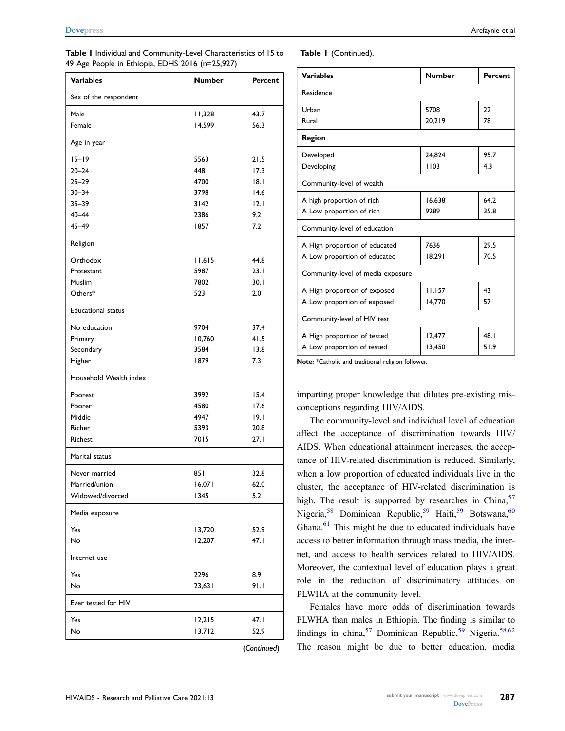**Table 1** Individual and Community-Level Characteristics of 15 to 49 Age People in Ethiopia, EDHS 2016 (n=25,927)

| Variables | Number | Percent |
|---|---|---|
| Sex of the respondent | | |
| Male | 11,328 | 43.7 |
| Female | 14,599 | 56.3 |
| Age in year | | |
| 15–19 | 5563 | 21.5 |
| 20–24 | 4481 | 17.3 |
| 25–29 | 4700 | 18.1 |
| 30–34 | 3798 | 14.6 |
| 35–39 | 3142 | 12.1 |
| 40–44 | 2386 | 9.2 |
| 45–49 | 1857 | 7.2 |
| Religion | | |
| Orthodox | 11,615 | 44.8 |
| Protestant | 5987 | 23.1 |
| Muslim | 7802 | 30.1 |
| Others* | 523 | 2.0 |
| Educational status | | |
| No education | 9704 | 37.4 |
| Primary | 10,760 | 41.5 |
| Secondary | 3584 | 13.8 |
| Higher | 1879 | 7.3 |
| Household Wealth index | | |
| Poorest | 3992 | 15.4 |
| Poorer | 4580 | 17.6 |
| Middle | 4947 | 19.1 |
| Richer | 5393 | 20.8 |
| Richest | 7015 | 27.1 |
| Marital status | | |
| Never married | 8511 | 32.8 |
| Married/union | 16,071 | 62.0 |
| Widowed/divorced | 1345 | 5.2 |
| Media exposure | | |
| Yes | 13,720 | 52.9 |
| No | 12,207 | 47.1 |
| Internet use | | |
| Yes | 2296 | 8.9 |
| No | 23,631 | 91.1 |
| Ever tested for HIV | | |
| Yes | 12,215 | 47.1 |
| No | 13,712 | 52.9 |
| Residence | | |
| Urban | 5708 | 22 |
| Rural | 20,219 | 78 |
| **Region** | | |
| Developed | 24,824 | 95.7 |
| Developing | 1103 | 4.3 |
| Community-level of wealth | | |
| A high proportion of rich | 16,638 | 64.2 |
| A Low proportion of rich | 9289 | 35.8 |
| Community-level of education | | |
| A High proportion of educated | 7636 | 29.5 |
| A Low proportion of educated | 18,291 | 70.5 |
| Community-level of media exposure | | |
| A High proportion of exposed | 11,157 | 43 |
| A Low proportion of exposed | 14,770 | 57 |
| Community-level of HIV test | | |
| A High proportion of tested | 12,477 | 48.1 |
| A Low proportion of tested | 13,450 | 51.9 |

**Note:** *Catholic and traditional religion follower.

imparting proper knowledge that dilutes pre-existing misconceptions regarding HIV/AIDS.

The community-level and individual level of education affect the acceptance of discrimination towards HIV/AIDS. When educational attainment increases, the acceptance of HIV-related discrimination is reduced. Similarly, when a low proportion of educated individuals live in the cluster, the acceptance of HIV-related discrimination is high. The result is supported by researches in China,[57] Nigeria,[58] Dominican Republic,[59] Haiti,[59] Botswana,[60] Ghana.[61] This might be due to educated individuals have access to better information through mass media, the internet, and access to health services related to HIV/AIDS. Moreover, the contextual level of education plays a great role in the reduction of discriminatory attitudes on PLWHA at the community level.

Females have more odds of discrimination towards PLWHA than males in Ethiopia. The finding is similar to findings in china,[57] Dominican Republic,[59] Nigeria.[58,62] The reason might be due to better education, media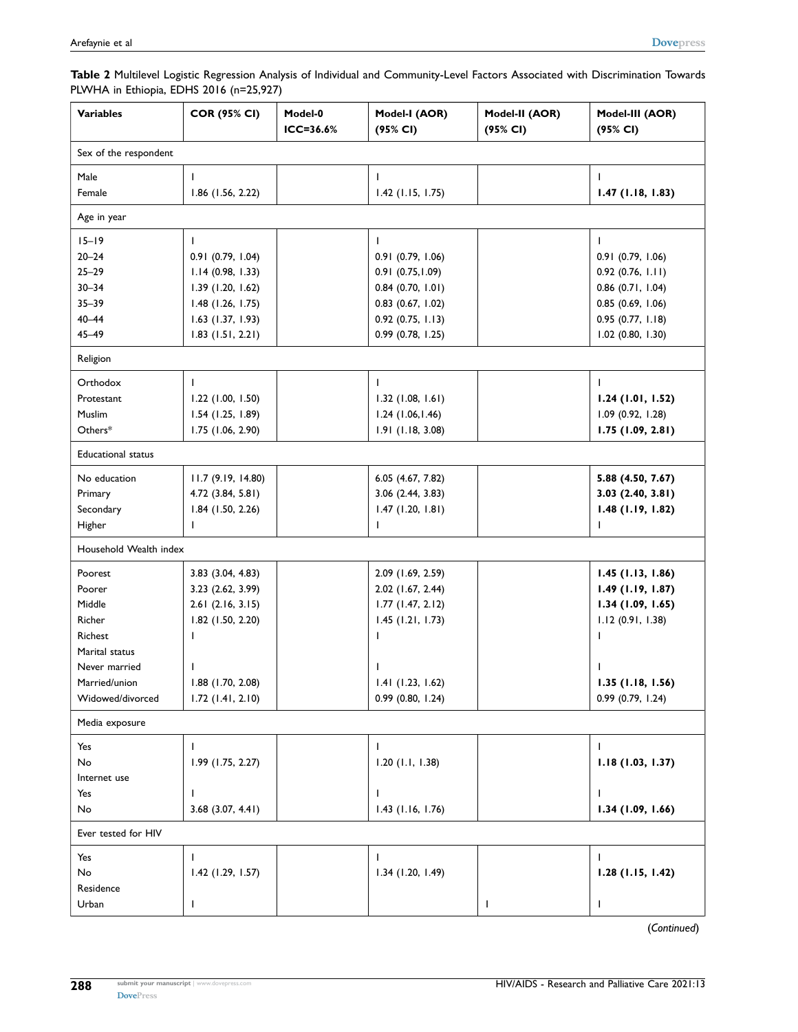**Table 2** Multilevel Logistic Regression Analysis of Individual and Community-Level Factors Associated with Discrimination Towards PLWHA in Ethiopia, EDHS 2016 (n=25,927)

| Variables | COR (95% CI) | Model-0 ICC=36.6% | Model-I (AOR) (95% CI) | Model-II (AOR) (95% CI) | Model-III (AOR) (95% CI) |
|---|---|---|---|---|---|
| Sex of the respondent | | | | | |
| Male | 1 | | 1 | | 1 |
| Female | 1.86 (1.56, 2.22) | | 1.42 (1.15, 1.75) | | **1.47 (1.18, 1.83)** |
| Age in year | | | | | |
| 15–19 | 1 | | 1 | | 1 |
| 20–24 | 0.91 (0.79, 1.04) | | 0.91 (0.79, 1.06) | | 0.91 (0.79, 1.06) |
| 25–29 | 1.14 (0.98, 1.33) | | 0.91 (0.75,1.09) | | 0.92 (0.76, 1.11) |
| 30–34 | 1.39 (1.20, 1.62) | | 0.84 (0.70, 1.01) | | 0.86 (0.71, 1.04) |
| 35–39 | 1.48 (1.26, 1.75) | | 0.83 (0.67, 1.02) | | 0.85 (0.69, 1.06) |
| 40–44 | 1.63 (1.37, 1.93) | | 0.92 (0.75, 1.13) | | 0.95 (0.77, 1.18) |
| 45–49 | 1.83 (1.51, 2.21) | | 0.99 (0.78, 1.25) | | 1.02 (0.80, 1.30) |
| Religion | | | | | |
| Orthodox | 1 | | 1 | | 1 |
| Protestant | 1.22 (1.00, 1.50) | | 1.32 (1.08, 1.61) | | **1.24 (1.01, 1.52)** |
| Muslim | 1.54 (1.25, 1.89) | | 1.24 (1.06,1.46) | | 1.09 (0.92, 1.28) |
| Others* | 1.75 (1.06, 2.90) | | 1.91 (1.18, 3.08) | | **1.75 (1.09, 2.81)** |
| Educational status | | | | | |
| No education | 11.7 (9.19, 14.80) | | 6.05 (4.67, 7.82) | | **5.88 (4.50, 7.67)** |
| Primary | 4.72 (3.84, 5.81) | | 3.06 (2.44, 3.83) | | **3.03 (2.40, 3.81)** |
| Secondary | 1.84 (1.50, 2.26) | | 1.47 (1.20, 1.81) | | **1.48 (1.19, 1.82)** |
| Higher | 1 | | 1 | | 1 |
| Household Wealth index | | | | | |
| Poorest | 3.83 (3.04, 4.83) | | 2.09 (1.69, 2.59) | | **1.45 (1.13, 1.86)** |
| Poorer | 3.23 (2.62, 3.99) | | 2.02 (1.67, 2.44) | | **1.49 (1.19, 1.87)** |
| Middle | 2.61 (2.16, 3.15) | | 1.77 (1.47, 2.12) | | **1.34 (1.09, 1.65)** |
| Richer | 1.82 (1.50, 2.20) | | 1.45 (1.21, 1.73) | | 1.12 (0.91, 1.38) |
| Richest | 1 | | 1 | | 1 |
| Marital status | | | | | |
| Never married | 1 | | 1 | | 1 |
| Married/union | 1.88 (1.70, 2.08) | | 1.41 (1.23, 1.62) | | **1.35 (1.18, 1.56)** |
| Widowed/divorced | 1.72 (1.41, 2.10) | | 0.99 (0.80, 1.24) | | 0.99 (0.79, 1.24) |
| Media exposure | | | | | |
| Yes | 1 | | 1 | | 1 |
| No | 1.99 (1.75, 2.27) | | 1.20 (1.1, 1.38) | | **1.18 (1.03, 1.37)** |
| Internet use | | | | | |
| Yes | 1 | | 1 | | 1 |
| No | 3.68 (3.07, 4.41) | | 1.43 (1.16, 1.76) | | **1.34 (1.09, 1.66)** |
| Ever tested for HIV | | | | | |
| Yes | 1 | | 1 | | 1 |
| No | 1.42 (1.29, 1.57) | | 1.34 (1.20, 1.49) | | **1.28 (1.15, 1.42)** |
| Residence | | | | | |
| Urban | 1 | | | 1 | 1 |

(*Continued*)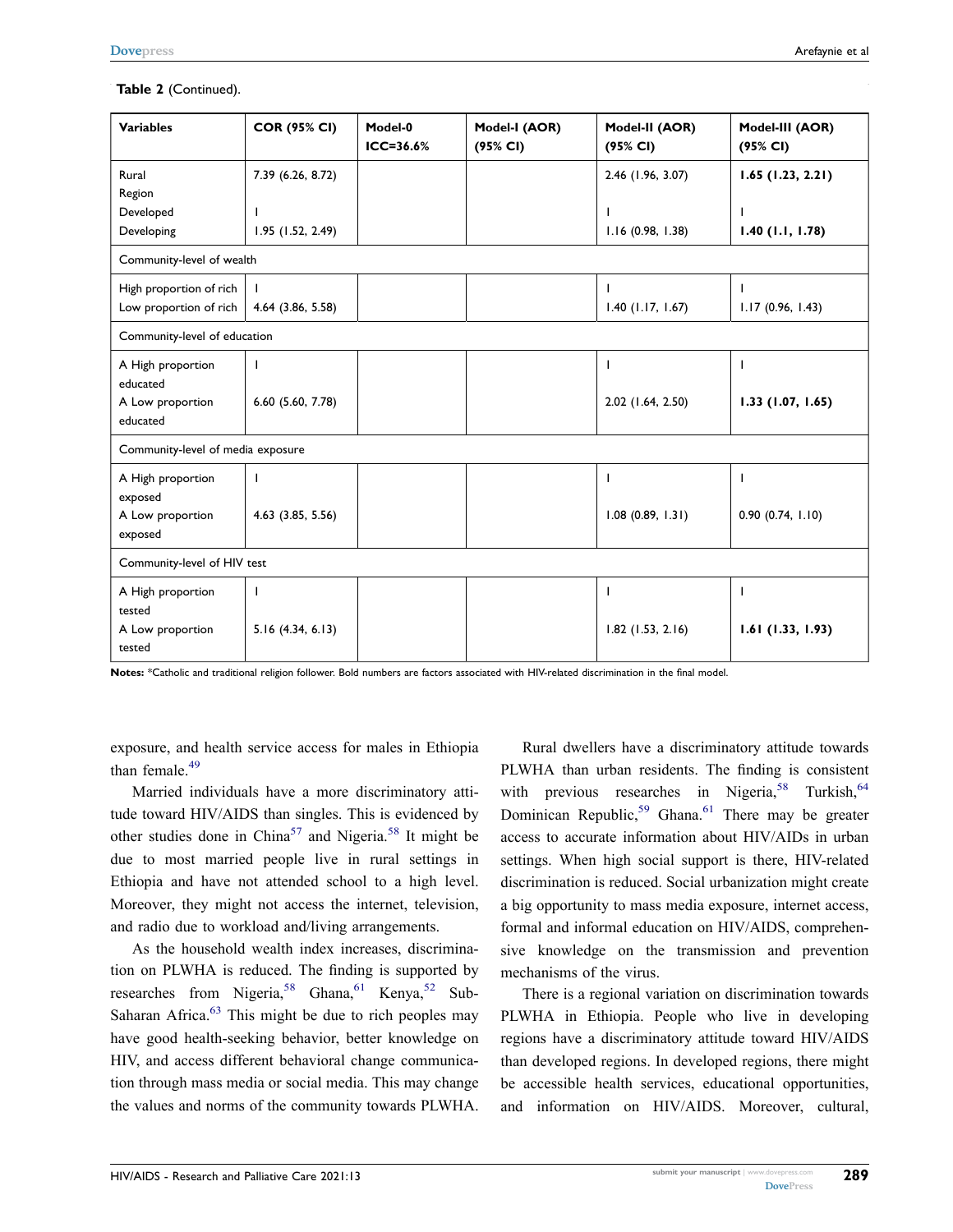**Table 2** (Continued).

| Variables | COR (95% CI) | Model-0 ICC=36.6% | Model-I (AOR) (95% CI) | Model-II (AOR) (95% CI) | Model-III (AOR) (95% CI) |
|---|---|---|---|---|---|
| Rural | 7.39 (6.26, 8.72) | | | 2.46 (1.96, 3.07) | **1.65 (1.23, 2.21)** |
| Region | | | | | |
| Developed | 1 | | | 1 | 1 |
| Developing | 1.95 (1.52, 2.49) | | | 1.16 (0.98, 1.38) | **1.40 (1.1, 1.78)** |
| Community-level of wealth | | | | | |
| High proportion of rich | 1 | | | 1 | 1 |
| Low proportion of rich | 4.64 (3.86, 5.58) | | | 1.40 (1.17, 1.67) | 1.17 (0.96, 1.43) |
| Community-level of education | | | | | |
| A High proportion educated | 1 | | | 1 | 1 |
| A Low proportion educated | 6.60 (5.60, 7.78) | | | 2.02 (1.64, 2.50) | **1.33 (1.07, 1.65)** |
| Community-level of media exposure | | | | | |
| A High proportion exposed | 1 | | | 1 | 1 |
| A Low proportion exposed | 4.63 (3.85, 5.56) | | | 1.08 (0.89, 1.31) | 0.90 (0.74, 1.10) |
| Community-level of HIV test | | | | | |
| A High proportion tested | 1 | | | 1 | 1 |
| A Low proportion tested | 5.16 (4.34, 6.13) | | | 1.82 (1.53, 2.16) | **1.61 (1.33, 1.93)** |

**Notes:** *Catholic and traditional religion follower. Bold numbers are factors associated with HIV-related discrimination in the final model.

exposure, and health service access for males in Ethiopia than female.[49]

Married individuals have a more discriminatory attitude toward HIV/AIDS than singles. This is evidenced by other studies done in China[57] and Nigeria.[58] It might be due to most married people live in rural settings in Ethiopia and have not attended school to a high level. Moreover, they might not access the internet, television, and radio due to workload and/living arrangements.

As the household wealth index increases, discrimination on PLWHA is reduced. The finding is supported by researches from Nigeria,[58] Ghana,[61] Kenya,[52] Sub-Saharan Africa.[63] This might be due to rich peoples may have good health-seeking behavior, better knowledge on HIV, and access different behavioral change communication through mass media or social media. This may change the values and norms of the community towards PLWHA.

Rural dwellers have a discriminatory attitude towards PLWHA than urban residents. The finding is consistent with previous researches in Nigeria,[58] Turkish,[64] Dominican Republic,[59] Ghana.[61] There may be greater access to accurate information about HIV/AIDs in urban settings. When high social support is there, HIV-related discrimination is reduced. Social urbanization might create a big opportunity to mass media exposure, internet access, formal and informal education on HIV/AIDS, comprehensive knowledge on the transmission and prevention mechanisms of the virus.

There is a regional variation on discrimination towards PLWHA in Ethiopia. People who live in developing regions have a discriminatory attitude toward HIV/AIDS than developed regions. In developed regions, there might be accessible health services, educational opportunities, and information on HIV/AIDS. Moreover, cultural,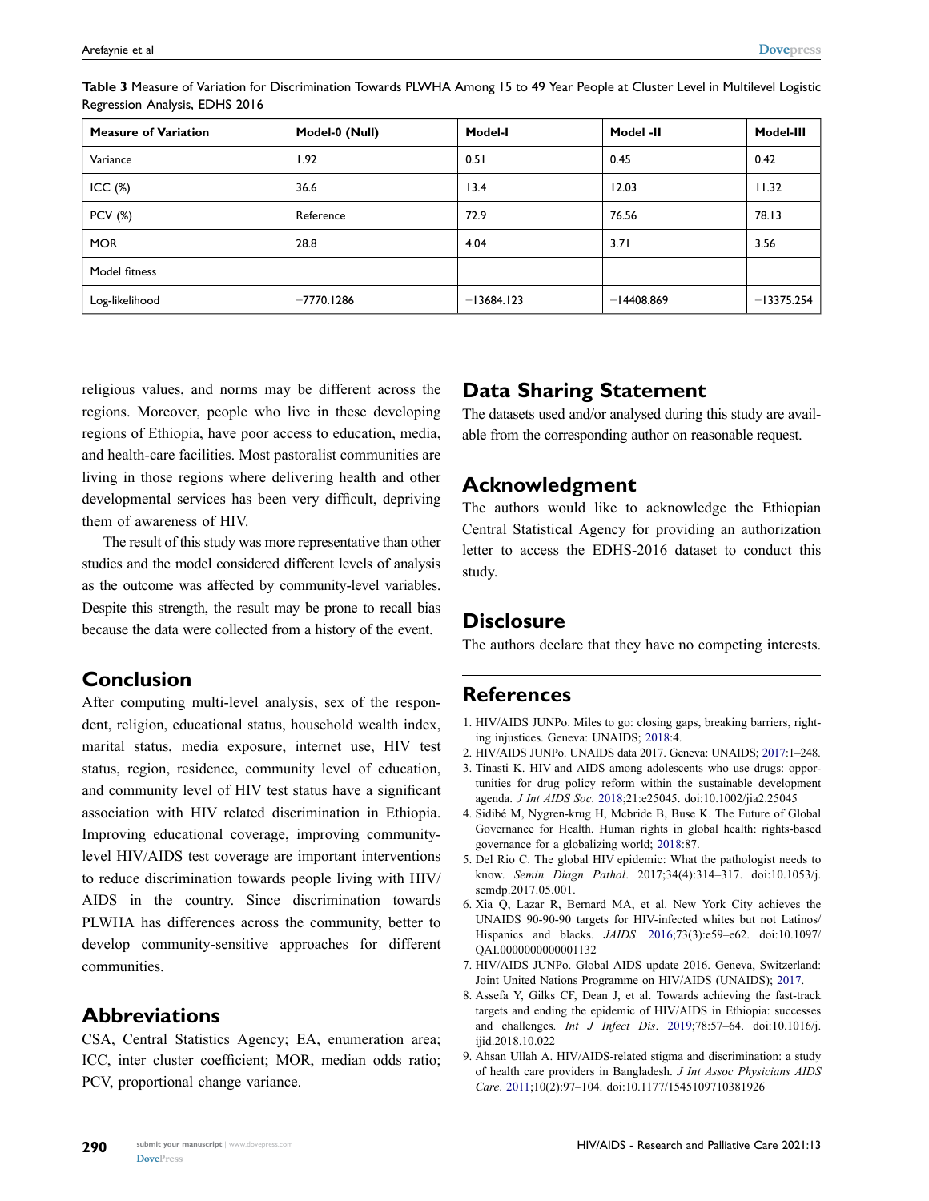**Table 3** Measure of Variation for Discrimination Towards PLWHA Among 15 to 49 Year People at Cluster Level in Multilevel Logistic Regression Analysis, EDHS 2016

| Measure of Variation | Model-0 (Null) | Model-I | Model -II | Model-III |
|---|---|---|---|---|
| Variance | 1.92 | 0.51 | 0.45 | 0.42 |
| ICC (%) | 36.6 | 13.4 | 12.03 | 11.32 |
| PCV (%) | Reference | 72.9 | 76.56 | 78.13 |
| MOR | 28.8 | 4.04 | 3.71 | 3.56 |
| Model fitness | | | | |
| Log-likelihood | −7770.1286 | −13684.123 | −14408.869 | −13375.254 |

religious values, and norms may be different across the regions. Moreover, people who live in these developing regions of Ethiopia, have poor access to education, media, and health-care facilities. Most pastoralist communities are living in those regions where delivering health and other developmental services has been very difficult, depriving them of awareness of HIV.

The result of this study was more representative than other studies and the model considered different levels of analysis as the outcome was affected by community-level variables. Despite this strength, the result may be prone to recall bias because the data were collected from a history of the event.

## Conclusion

After computing multi-level analysis, sex of the respondent, religion, educational status, household wealth index, marital status, media exposure, internet use, HIV test status, region, residence, community level of education, and community level of HIV test status have a significant association with HIV related discrimination in Ethiopia. Improving educational coverage, improving community-level HIV/AIDS test coverage are important interventions to reduce discrimination towards people living with HIV/AIDS in the country. Since discrimination towards PLWHA has differences across the community, better to develop community-sensitive approaches for different communities.

## Abbreviations

CSA, Central Statistics Agency; EA, enumeration area; ICC, inter cluster coefficient; MOR, median odds ratio; PCV, proportional change variance.

## Data Sharing Statement

The datasets used and/or analysed during this study are available from the corresponding author on reasonable request.

## Acknowledgment

The authors would like to acknowledge the Ethiopian Central Statistical Agency for providing an authorization letter to access the EDHS-2016 dataset to conduct this study.

## Disclosure

The authors declare that they have no competing interests.

## References

1. HIV/AIDS JUNPo. Miles to go: closing gaps, breaking barriers, righting injustices. Geneva: UNAIDS; 2018:4.
2. HIV/AIDS JUNPo. UNAIDS data 2017. Geneva: UNAIDS; 2017:1–248.
3. Tinasti K. HIV and AIDS among adolescents who use drugs: opportunities for drug policy reform within the sustainable development agenda. *J Int AIDS Soc*. 2018;21:e25045. doi:10.1002/jia2.25045
4. Sidibé M, Nygren-krug H, Mcbride B, Buse K. The Future of Global Governance for Health. Human rights in global health: rights-based governance for a globalizing world; 2018:87.
5. Del Rio C. The global HIV epidemic: What the pathologist needs to know. *Semin Diagn Pathol*. 2017;34(4):314–317. doi:10.1053/j.semdp.2017.05.001.
6. Xia Q, Lazar R, Bernard MA, et al. New York City achieves the UNAIDS 90-90-90 targets for HIV-infected whites but not Latinos/Hispanics and blacks. *JAIDS*. 2016;73(3):e59–e62. doi:10.1097/QAI.0000000000001132
7. HIV/AIDS JUNPo. Global AIDS update 2016. Geneva, Switzerland: Joint United Nations Programme on HIV/AIDS (UNAIDS); 2017.
8. Assefa Y, Gilks CF, Dean J, et al. Towards achieving the fast-track targets and ending the epidemic of HIV/AIDS in Ethiopia: successes and challenges. *Int J Infect Dis*. 2019;78:57–64. doi:10.1016/j.ijid.2018.10.022
9. Ahsan Ullah A. HIV/AIDS-related stigma and discrimination: a study of health care providers in Bangladesh. *J Int Assoc Physicians AIDS Care*. 2011;10(2):97–104. doi:10.1177/1545109710381926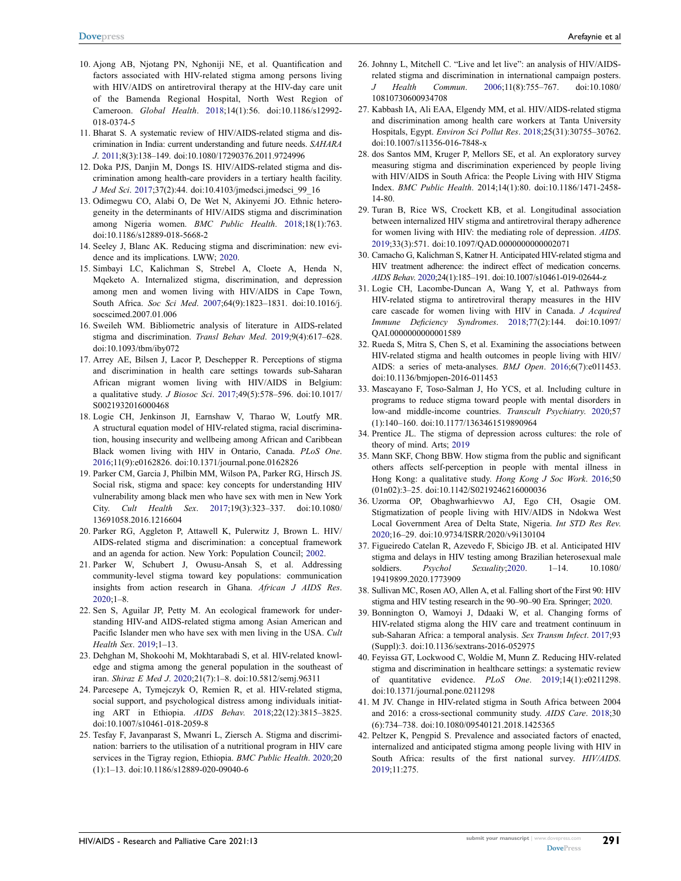10. Ajong AB, Njotang PN, Nghoniji NE, et al. Quantification and factors associated with HIV-related stigma among persons living with HIV/AIDS on antiretroviral therapy at the HIV-day care unit of the Bamenda Regional Hospital, North West Region of Cameroon. *Global Health*. 2018;14(1):56. doi:10.1186/s12992-018-0374-5
11. Bharat S. A systematic review of HIV/AIDS-related stigma and discrimination in India: current understanding and future needs. *SAHARA J*. 2011;8(3):138–149. doi:10.1080/17290376.2011.9724996
12. Doka PJS, Danjin M, Dongs IS. HIV/AIDS-related stigma and discrimination among health-care providers in a tertiary health facility. *J Med Sci*. 2017;37(2):44. doi:10.4103/jmedsci.jmedsci_99_16
13. Odimegwu CO, Alabi O, De Wet N, Akinyemi JO. Ethnic heterogeneity in the determinants of HIV/AIDS stigma and discrimination among Nigeria women. *BMC Public Health*. 2018;18(1):763. doi:10.1186/s12889-018-5668-2
14. Seeley J, Blanc AK. Reducing stigma and discrimination: new evidence and its implications. LWW; 2020.
15. Simbayi LC, Kalichman S, Strebel A, Cloete A, Henda N, Mqeketo A. Internalized stigma, discrimination, and depression among men and women living with HIV/AIDS in Cape Town, South Africa. *Soc Sci Med*. 2007;64(9):1823–1831. doi:10.1016/j.socscimed.2007.01.006
16. Sweileh WM. Bibliometric analysis of literature in AIDS-related stigma and discrimination. *Transl Behav Med*. 2019;9(4):617–628. doi:10.1093/tbm/iby072
17. Arrey AE, Bilsen J, Lacor P, Deschepper R. Perceptions of stigma and discrimination in health care settings towards sub-Saharan African migrant women living with HIV/AIDS in Belgium: a qualitative study. *J Biosoc Sci*. 2017;49(5):578–596. doi:10.1017/S0021932016000468
18. Logie CH, Jenkinson JI, Earnshaw V, Tharao W, Loutfy MR. A structural equation model of HIV-related stigma, racial discrimination, housing insecurity and wellbeing among African and Caribbean Black women living with HIV in Ontario, Canada. *PLoS One*. 2016;11(9):e0162826. doi:10.1371/journal.pone.0162826
19. Parker CM, Garcia J, Philbin MM, Wilson PA, Parker RG, Hirsch JS. Social risk, stigma and space: key concepts for understanding HIV vulnerability among black men who have sex with men in New York City. *Cult Health Sex*. 2017;19(3):323–337. doi:10.1080/13691058.2016.1216604
20. Parker RG, Aggleton P, Attawell K, Pulerwitz J, Brown L. HIV/AIDS-related stigma and discrimination: a conceptual framework and an agenda for action. New York: Population Council; 2002.
21. Parker W, Schubert J, Owusu-Ansah S, et al. Addressing community-level stigma toward key populations: communication insights from action research in Ghana. *African J AIDS Res*. 2020;1–8.
22. Sen S, Aguilar JP, Petty M. An ecological framework for understanding HIV-and AIDS-related stigma among Asian American and Pacific Islander men who have sex with men living in the USA. *Cult Health Sex*. 2019;1–13.
23. Dehghan M, Shokoohi M, Mokhtarabadi S, et al. HIV-related knowledge and stigma among the general population in the southeast of iran. *Shiraz E Med J*. 2020;21(7):1–8. doi:10.5812/semj.96311
24. Parcesepe A, Tymejczyk O, Remien R, et al. HIV-related stigma, social support, and psychological distress among individuals initiating ART in Ethiopia. *AIDS Behav*. 2018;22(12):3815–3825. doi:10.1007/s10461-018-2059-8
25. Tesfay F, Javanparast S, Mwanri L, Ziersch A. Stigma and discrimination: barriers to the utilisation of a nutritional program in HIV care services in the Tigray region, Ethiopia. *BMC Public Health*. 2020;20(1):1–13. doi:10.1186/s12889-020-09040-6
26. Johnny L, Mitchell C. "Live and let live": an analysis of HIV/AIDS-related stigma and discrimination in international campaign posters. *J Health Commun*. 2006;11(8):755–767. doi:10.1080/10810730600934708
27. Kabbash IA, Ali EAA, Elgendy MM, et al. HIV/AIDS-related stigma and discrimination among health care workers at Tanta University Hospitals, Egypt. *Environ Sci Pollut Res*. 2018;25(31):30755–30762. doi:10.1007/s11356-016-7848-x
28. dos Santos MM, Kruger P, Mellors SE, et al. An exploratory survey measuring stigma and discrimination experienced by people living with HIV/AIDS in South Africa: the People Living with HIV Stigma Index. *BMC Public Health*. 2014;14(1):80. doi:10.1186/1471-2458-14-80.
29. Turan B, Rice WS, Crockett KB, et al. Longitudinal association between internalized HIV stigma and antiretroviral therapy adherence for women living with HIV: the mediating role of depression. *AIDS*. 2019;33(3):571. doi:10.1097/QAD.0000000000002071
30. Camacho G, Kalichman S, Katner H. Anticipated HIV-related stigma and HIV treatment adherence: the indirect effect of medication concerns. *AIDS Behav*. 2020;24(1):185–191. doi:10.1007/s10461-019-02644-z
31. Logie CH, Lacombe-Duncan A, Wang Y, et al. Pathways from HIV-related stigma to antiretroviral therapy measures in the HIV care cascade for women living with HIV in Canada. *J Acquired Immune Deficiency Syndromes*. 2018;77(2):144. doi:10.1097/QAI.0000000000001589
32. Rueda S, Mitra S, Chen S, et al. Examining the associations between HIV-related stigma and health outcomes in people living with HIV/AIDS: a series of meta-analyses. *BMJ Open*. 2016;6(7):e011453. doi:10.1136/bmjopen-2016-011453
33. Mascayano F, Toso-Salman J, Ho YCS, et al. Including culture in programs to reduce stigma toward people with mental disorders in low-and middle-income countries. *Transcult Psychiatry*. 2020;57(1):140–160. doi:10.1177/1363461519890964
34. Prentice JL. The stigma of depression across cultures: the role of theory of mind. Arts; 2019
35. Mann SKF, Chong BBW. How stigma from the public and significant others affects self-perception in people with mental illness in Hong Kong: a qualitative study. *Hong Kong J Soc Work*. 2016;50(01n02):3–25. doi:10.1142/S0219246216000036
36. Uzorma OP, Obaghwarhievwo AJ, Ego CH, Osagie OM. Stigmatization of people living with HIV/AIDS in Ndokwa West Local Government Area of Delta State, Nigeria. *Int STD Res Rev*. 2020;16–29. doi:10.9734/ISRR/2020/v9i130104
37. Figueiredo Catelan R, Azevedo F, Sbicigo JB. et al. Anticipated HIV stigma and delays in HIV testing among Brazilian heterosexual male soldiers. *Psychol Sexuality*;2020. 1–14. 10.1080/19419899.2020.1773909
38. Sullivan MC, Rosen AO, Allen A, et al. Falling short of the First 90: HIV stigma and HIV testing research in the 90–90–90 Era. Springer; 2020.
39. Bonnington O, Wamoyi J, Ddaaki W, et al. Changing forms of HIV-related stigma along the HIV care and treatment continuum in sub-Saharan Africa: a temporal analysis. *Sex Transm Infect*. 2017;93(Suppl):3. doi:10.1136/sextrans-2016-052975
40. Feyissa GT, Lockwood C, Woldie M, Munn Z. Reducing HIV-related stigma and discrimination in healthcare settings: a systematic review of quantitative evidence. *PLoS One*. 2019;14(1):e0211298. doi:10.1371/journal.pone.0211298
41. M JV. Change in HIV-related stigma in South Africa between 2004 and 2016: a cross-sectional community study. *AIDS Care*. 2018;30(6):734–738. doi:10.1080/09540121.2018.1425365
42. Peltzer K, Pengpid S. Prevalence and associated factors of enacted, internalized and anticipated stigma among people living with HIV in South Africa: results of the first national survey. *HIV/AIDS*. 2019;11:275.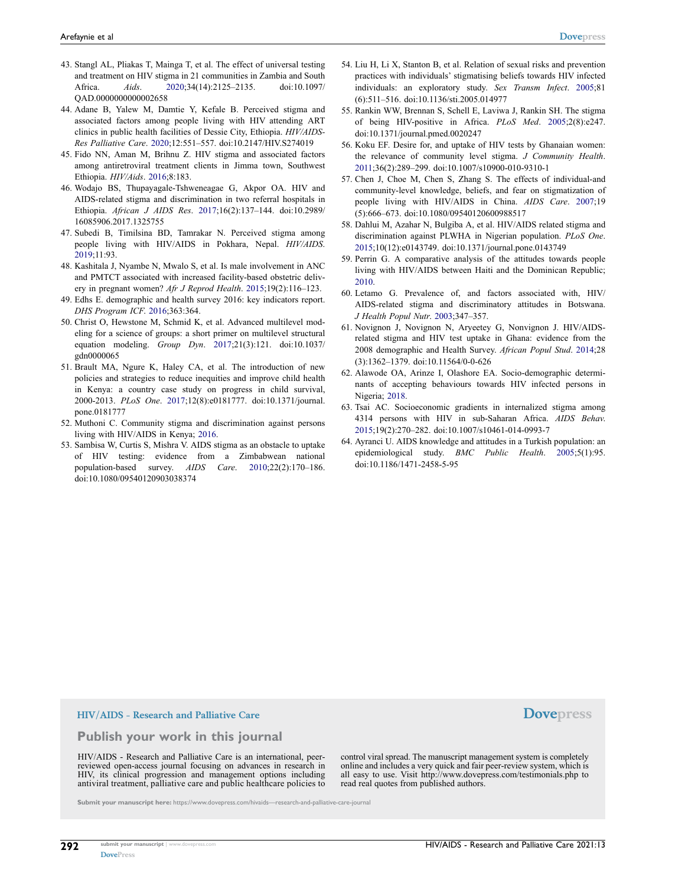43. Stangl AL, Pliakas T, Mainga T, et al. The effect of universal testing and treatment on HIV stigma in 21 communities in Zambia and South Africa. *Aids*. 2020;34(14):2125–2135. doi:10.1097/QAD.0000000000002658
44. Adane B, Yalew M, Damtie Y, Kefale B. Perceived stigma and associated factors among people living with HIV attending ART clinics in public health facilities of Dessie City, Ethiopia. *HIV/AIDS-Res Palliative Care*. 2020;12:551–557. doi:10.2147/HIV.S274019
45. Fido NN, Aman M, Brihnu Z. HIV stigma and associated factors among antiretroviral treatment clients in Jimma town, Southwest Ethiopia. *HIV/Aids*. 2016;8:183.
46. Wodajo BS, Thupayagale-Tshweneagae G, Akpor OA. HIV and AIDS-related stigma and discrimination in two referral hospitals in Ethiopia. *African J AIDS Res*. 2017;16(2):137–144. doi:10.2989/16085906.2017.1325755
47. Subedi B, Timilsina BD, Tamrakar N. Perceived stigma among people living with HIV/AIDS in Pokhara, Nepal. *HIV/AIDS*. 2019;11:93.
48. Kashitala J, Nyambe N, Mwalo S, et al. Is male involvement in ANC and PMTCT associated with increased facility-based obstetric delivery in pregnant women? *Afr J Reprod Health*. 2015;19(2):116–123.
49. Edhs E. demographic and health survey 2016: key indicators report. *DHS Program ICF*. 2016;363:364.
50. Christ O, Hewstone M, Schmid K, et al. Advanced multilevel modeling for a science of groups: a short primer on multilevel structural equation modeling. *Group Dyn*. 2017;21(3):121. doi:10.1037/gdn0000065
51. Brault MA, Ngure K, Haley CA, et al. The introduction of new policies and strategies to reduce inequities and improve child health in Kenya: a country case study on progress in child survival, 2000-2013. *PLoS One*. 2017;12(8):e0181777. doi:10.1371/journal.pone.0181777
52. Muthoni C. Community stigma and discrimination against persons living with HIV/AIDS in Kenya; 2016.
53. Sambisa W, Curtis S, Mishra V. AIDS stigma as an obstacle to uptake of HIV testing: evidence from a Zimbabwean national population-based survey. *AIDS Care*. 2010;22(2):170–186. doi:10.1080/09540120903038374
54. Liu H, Li X, Stanton B, et al. Relation of sexual risks and prevention practices with individuals' stigmatising beliefs towards HIV infected individuals: an exploratory study. *Sex Transm Infect*. 2005;81(6):511–516. doi:10.1136/sti.2005.014977
55. Rankin WW, Brennan S, Schell E, Laviwa J, Rankin SH. The stigma of being HIV-positive in Africa. *PLoS Med*. 2005;2(8):e247. doi:10.1371/journal.pmed.0020247
56. Koku EF. Desire for, and uptake of HIV tests by Ghanaian women: the relevance of community level stigma. *J Community Health*. 2011;36(2):289–299. doi:10.1007/s10900-010-9310-1
57. Chen J, Choe M, Chen S, Zhang S. The effects of individual-and community-level knowledge, beliefs, and fear on stigmatization of people living with HIV/AIDS in China. *AIDS Care*. 2007;19(5):666–673. doi:10.1080/09540120600988517
58. Dahlui M, Azahar N, Bulgiba A, et al. HIV/AIDS related stigma and discrimination against PLWHA in Nigerian population. *PLoS One*. 2015;10(12):e0143749. doi:10.1371/journal.pone.0143749
59. Perrin G. A comparative analysis of the attitudes towards people living with HIV/AIDS between Haiti and the Dominican Republic; 2010.
60. Letamo G. Prevalence of, and factors associated with, HIV/AIDS-related stigma and discriminatory attitudes in Botswana. *J Health Popul Nutr*. 2003;347–357.
61. Novignon J, Novignon N, Aryeetey G, Nonvignon J. HIV/AIDS-related stigma and HIV test uptake in Ghana: evidence from the 2008 demographic and Health Survey. *African Popul Stud*. 2014;28(3):1362–1379. doi:10.11564/0-0-626
62. Alawode OA, Arinze I, Olashore EA. Socio-demographic determinants of accepting behaviours towards HIV infected persons in Nigeria; 2018.
63. Tsai AC. Socioeconomic gradients in internalized stigma among 4314 persons with HIV in sub-Saharan Africa. *AIDS Behav*. 2015;19(2):270–282. doi:10.1007/s10461-014-0993-7
64. Ayranci U. AIDS knowledge and attitudes in a Turkish population: an epidemiological study. *BMC Public Health*. 2005;5(1):95. doi:10.1186/1471-2458-5-95

**HIV/AIDS - Research and Palliative Care**

**Dovepress**

## Publish your work in this journal

HIV/AIDS - Research and Palliative Care is an international, peer-reviewed open-access journal focusing on advances in research in HIV, its clinical progression and management options including antiviral treatment, palliative care and public healthcare policies to control viral spread. The manuscript management system is completely online and includes a very quick and fair peer-review system, which is all easy to use. Visit http://www.dovepress.com/testimonials.php to read real quotes from published authors.

**Submit your manuscript here:** https://www.dovepress.com/hivaids—research-and-palliative-care-journal